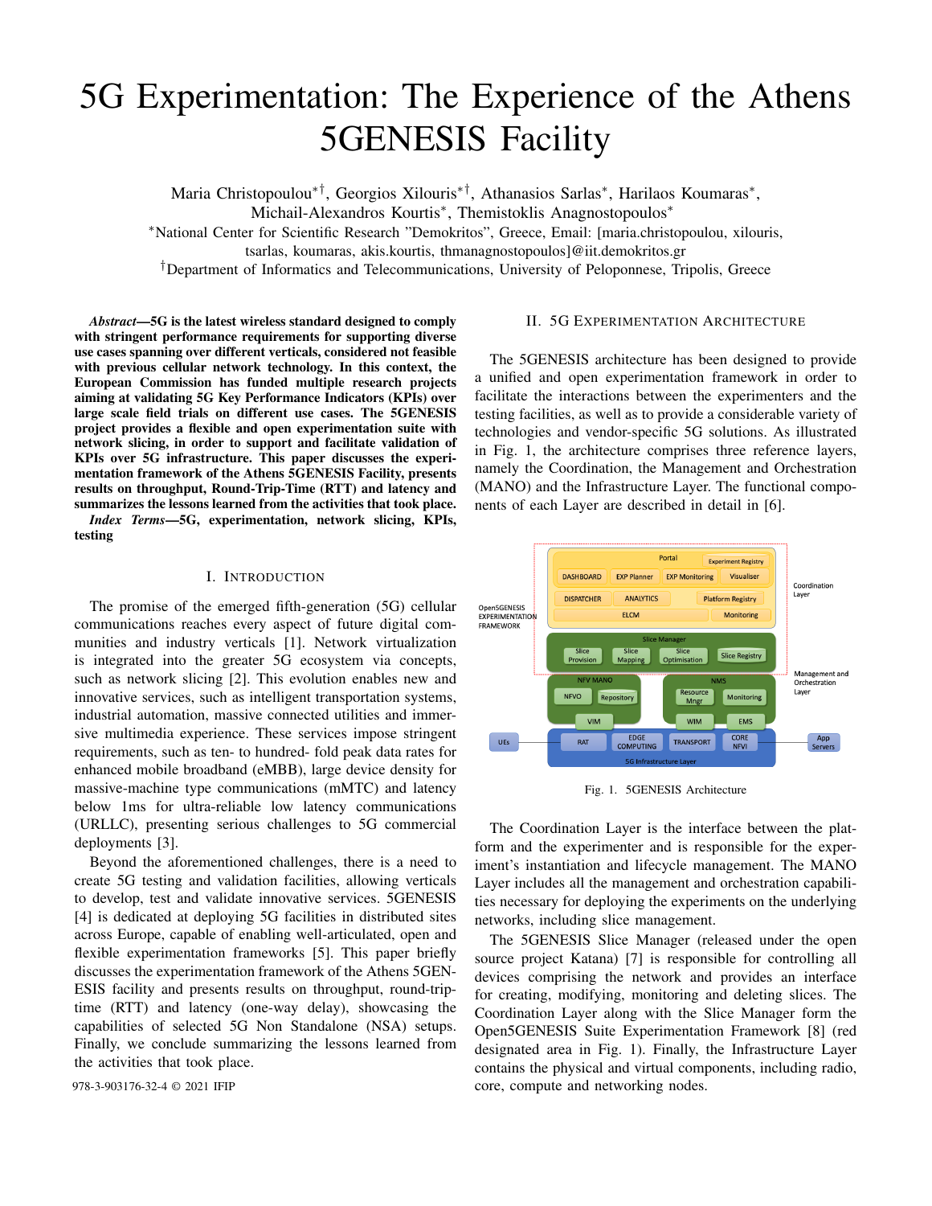# 5G Experimentation: The Experience of the Athens 5GENESIS Facility

Maria Christopoulou*†, Georgios Xilouris*†, Athanasios Sarlas*, Harilaos Koumaras*, Michail-Alexandros Kourtis*, Themistoklis Anagnostopoulos*

*National Center for Scientific Research "Demokritos", Greece, Email: [maria.christopoulou, xilouris, tsarlas, koumaras, akis.kourtis, thmanagnostopoulos]@iit.demokritos.gr

†Department of Informatics and Telecommunications, University of Peloponnese, Tripolis, Greece

***Abstract*—5G is the latest wireless standard designed to comply with stringent performance requirements for supporting diverse use cases spanning over different verticals, considered not feasible with previous cellular network technology. In this context, the European Commission has funded multiple research projects aiming at validating 5G Key Performance Indicators (KPIs) over large scale field trials on different use cases. The 5GENESIS project provides a flexible and open experimentation suite with network slicing, in order to support and facilitate validation of KPIs over 5G infrastructure. This paper discusses the experimentation framework of the Athens 5GENESIS Facility, presents results on throughput, Round-Trip-Time (RTT) and latency and summarizes the lessons learned from the activities that took place.**

***Index Terms*—5G, experimentation, network slicing, KPIs, testing**

## I. Introduction

The promise of the emerged fifth-generation (5G) cellular communications reaches every aspect of future digital communities and industry verticals [1]. Network virtualization is integrated into the greater 5G ecosystem via concepts, such as network slicing [2]. This evolution enables new and innovative services, such as intelligent transportation systems, industrial automation, massive connected utilities and immersive multimedia experience. These services impose stringent requirements, such as ten- to hundred- fold peak data rates for enhanced mobile broadband (eMBB), large device density for massive-machine type communications (mMTC) and latency below 1ms for ultra-reliable low latency communications (URLLC), presenting serious challenges to 5G commercial deployments [3].

Beyond the aforementioned challenges, there is a need to create 5G testing and validation facilities, allowing verticals to develop, test and validate innovative services. 5GENESIS [4] is dedicated at deploying 5G facilities in distributed sites across Europe, capable of enabling well-articulated, open and flexible experimentation frameworks [5]. This paper briefly discusses the experimentation framework of the Athens 5GENESIS facility and presents results on throughput, round-trip-time (RTT) and latency (one-way delay), showcasing the capabilities of selected 5G Non Standalone (NSA) setups. Finally, we conclude summarizing the lessons learned from the activities that took place.

978-3-903176-32-4 © 2021 IFIP

## II. 5G Experimentation Architecture

The 5GENESIS architecture has been designed to provide a unified and open experimentation framework in order to facilitate the interactions between the experimenters and the testing facilities, as well as to provide a considerable variety of technologies and vendor-specific 5G solutions. As illustrated in Fig. 1, the architecture comprises three reference layers, namely the Coordination, the Management and Orchestration (MANO) and the Infrastructure Layer. The functional components of each Layer are described in detail in [6].

Fig. 1. 5GENESIS Architecture

The Coordination Layer is the interface between the platform and the experimenter and is responsible for the experiment's instantiation and lifecycle management. The MANO Layer includes all the management and orchestration capabilities necessary for deploying the experiments on the underlying networks, including slice management.

The 5GENESIS Slice Manager (released under the open source project Katana) [7] is responsible for controlling all devices comprising the network and provides an interface for creating, modifying, monitoring and deleting slices. The Coordination Layer along with the Slice Manager form the Open5GENESIS Suite Experimentation Framework [8] (red designated area in Fig. 1). Finally, the Infrastructure Layer contains the physical and virtual components, including radio, core, compute and networking nodes.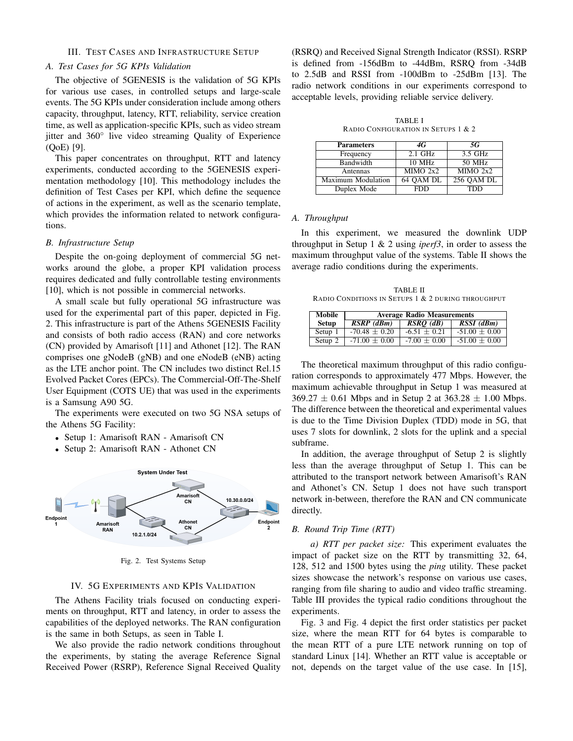## III. Test Cases and Infrastructure Setup

### A. Test Cases for 5G KPIs Validation

The objective of 5GENESIS is the validation of 5G KPIs for various use cases, in controlled setups and large-scale events. The 5G KPIs under consideration include among others capacity, throughput, latency, RTT, reliability, service creation time, as well as application-specific KPIs, such as video stream jitter and 360° live video streaming Quality of Experience (QoE) [9].

This paper concentrates on throughput, RTT and latency experiments, conducted according to the 5GENESIS experimentation methodology [10]. This methodology includes the definition of Test Cases per KPI, which define the sequence of actions in the experiment, as well as the scenario template, which provides the information related to network configurations.

### B. Infrastructure Setup

Despite the on-going deployment of commercial 5G networks around the globe, a proper KPI validation process requires dedicated and fully controllable testing environments [10], which is not possible in commercial networks.

A small scale but fully operational 5G infrastructure was used for the experimental part of this paper, depicted in Fig. 2. This infrastructure is part of the Athens 5GENESIS Facility and consists of both radio access (RAN) and core networks (CN) provided by Amarisoft [11] and Athonet [12]. The RAN comprises one gNodeB (gNB) and one eNodeB (eNB) acting as the LTE anchor point. The CN includes two distinct Rel.15 Evolved Packet Cores (EPCs). The Commercial-Off-The-Shelf User Equipment (COTS UE) that was used in the experiments is a Samsung A90 5G.

The experiments were executed on two 5G NSA setups of the Athens 5G Facility:

- Setup 1: Amarisoft RAN - Amarisoft CN
- Setup 2: Amarisoft RAN - Athonet CN

Fig. 2. Test Systems Setup

## IV. 5G Experiments and KPIs Validation

The Athens Facility trials focused on conducting experiments on throughput, RTT and latency, in order to assess the capabilities of the deployed networks. The RAN configuration is the same in both Setups, as seen in Table I.

We also provide the radio network conditions throughout the experiments, by stating the average Reference Signal Received Power (RSRP), Reference Signal Received Quality (RSRQ) and Received Signal Strength Indicator (RSSI). RSRP is defined from -156dBm to -44dBm, RSRQ from -34dB to 2.5dB and RSSI from -100dBm to -25dBm [13]. The radio network conditions in our experiments correspond to acceptable levels, providing reliable service delivery.

TABLE I
Radio Configuration in Setups 1 & 2

| Parameters | *4G* | *5G* |
|---|---|---|
| Frequency | 2.1 GHz | 3.5 GHz |
| Bandwidth | 10 MHz | 50 MHz |
| Antennas | MIMO 2x2 | MIMO 2x2 |
| Maximum Modulation | 64 QAM DL | 256 QAM DL |
| Duplex Mode | FDD | TDD |

### A. Throughput

In this experiment, we measured the downlink UDP throughput in Setup 1 & 2 using *iperf3*, in order to assess the maximum throughput value of the systems. Table II shows the average radio conditions during the experiments.

TABLE II
Radio Conditions in Setups 1 & 2 during throughput

| Mobile | Average Radio Measurements | | |
|---|---|---|---|
| Setup | *RSRP (dBm)* | *RSRQ (dB)* | *RSSI (dBm)* |
| Setup 1 | -70.48 ± 0.20 | -6.51 ± 0.21 | -51.00 ± 0.00 |
| Setup 2 | -71.00 ± 0.00 | -7.00 ± 0.00 | -51.00 ± 0.00 |

The theoretical maximum throughput of this radio configuration corresponds to approximately 477 Mbps. However, the maximum achievable throughput in Setup 1 was measured at 369.27 ± 0.61 Mbps and in Setup 2 at 363.28 ± 1.00 Mbps. The difference between the theoretical and experimental values is due to the Time Division Duplex (TDD) mode in 5G, that uses 7 slots for downlink, 2 slots for the uplink and a special subframe.

In addition, the average throughput of Setup 2 is slightly less than the average throughput of Setup 1. This can be attributed to the transport network between Amarisoft's RAN and Athonet's CN. Setup 1 does not have such transport network in-between, therefore the RAN and CN communicate directly.

### B. Round Trip Time (RTT)

*a) RTT per packet size:* This experiment evaluates the impact of packet size on the RTT by transmitting 32, 64, 128, 512 and 1500 bytes using the *ping* utility. These packet sizes showcase the network's response on various use cases, ranging from file sharing to audio and video traffic streaming. Table III provides the typical radio conditions throughout the experiments.

Fig. 3 and Fig. 4 depict the first order statistics per packet size, where the mean RTT for 64 bytes is comparable to the mean RTT of a pure LTE network running on top of standard Linux [14]. Whether an RTT value is acceptable or not, depends on the target value of the use case. In [15],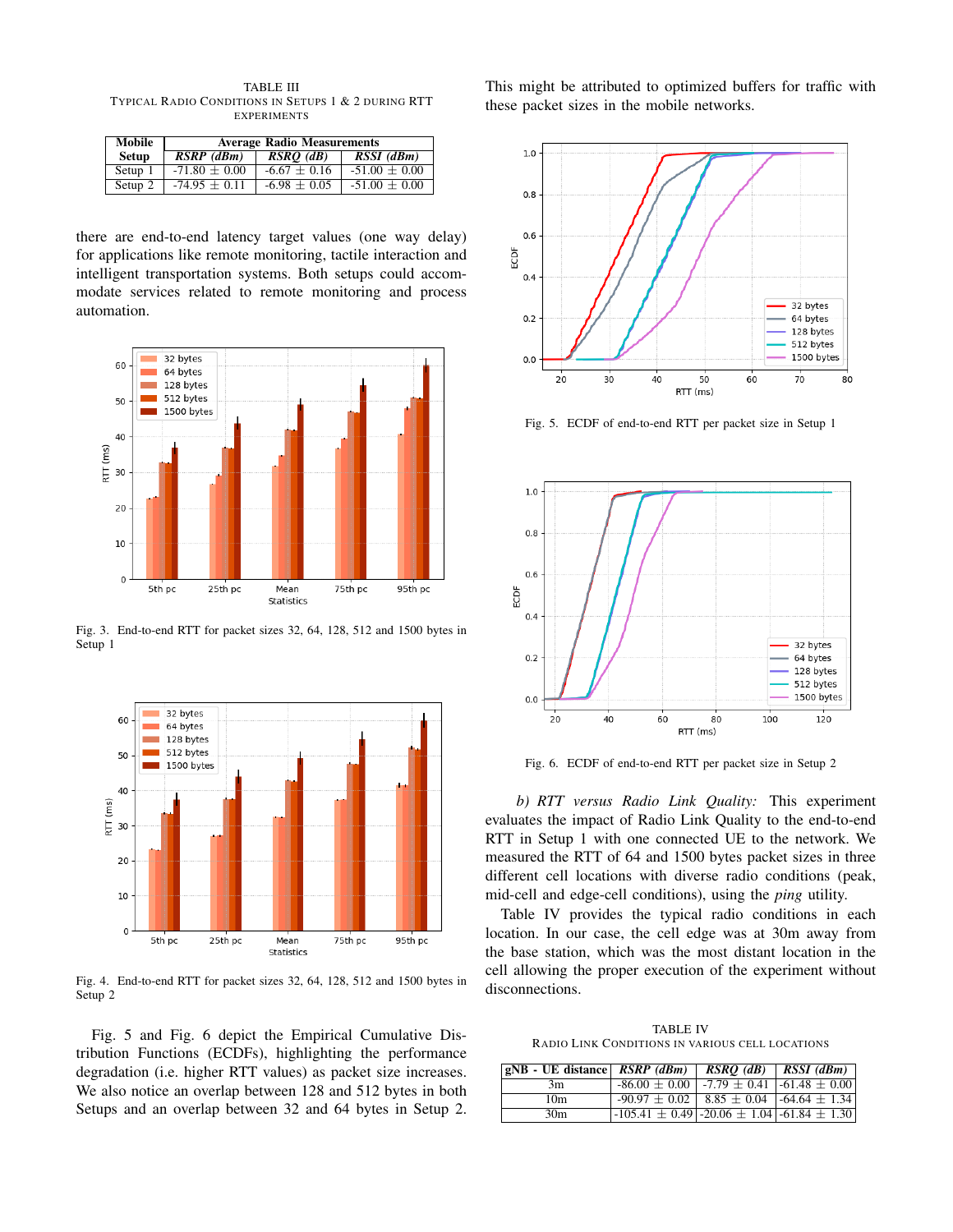TABLE III
TYPICAL RADIO CONDITIONS IN SETUPS 1 & 2 DURING RTT EXPERIMENTS

| Mobile Setup | Average Radio Measurements | | |
|---|---|---|---|
| | *RSRP (dBm)* | *RSRQ (dB)* | *RSSI (dBm)* |
| Setup 1 | -71.80 ± 0.00 | -6.67 ± 0.16 | -51.00 ± 0.00 |
| Setup 2 | -74.95 ± 0.11 | -6.98 ± 0.05 | -51.00 ± 0.00 |

there are end-to-end latency target values (one way delay) for applications like remote monitoring, tactile interaction and intelligent transportation systems. Both setups could accommodate services related to remote monitoring and process automation.

Fig. 3. End-to-end RTT for packet sizes 32, 64, 128, 512 and 1500 bytes in Setup 1

Fig. 4. End-to-end RTT for packet sizes 32, 64, 128, 512 and 1500 bytes in Setup 2

Fig. 5 and Fig. 6 depict the Empirical Cumulative Distribution Functions (ECDFs), highlighting the performance degradation (i.e. higher RTT values) as packet size increases. We also notice an overlap between 128 and 512 bytes in both Setups and an overlap between 32 and 64 bytes in Setup 2. This might be attributed to optimized buffers for traffic with these packet sizes in the mobile networks.

Fig. 5. ECDF of end-to-end RTT per packet size in Setup 1

Fig. 6. ECDF of end-to-end RTT per packet size in Setup 2

*b) RTT versus Radio Link Quality:* This experiment evaluates the impact of Radio Link Quality to the end-to-end RTT in Setup 1 with one connected UE to the network. We measured the RTT of 64 and 1500 bytes packet sizes in three different cell locations with diverse radio conditions (peak, mid-cell and edge-cell conditions), using the *ping* utility.

Table IV provides the typical radio conditions in each location. In our case, the cell edge was at 30m away from the base station, which was the most distant location in the cell allowing the proper execution of the experiment without disconnections.

TABLE IV
RADIO LINK CONDITIONS IN VARIOUS CELL LOCATIONS

| gNB - UE distance | *RSRP (dBm)* | *RSRQ (dB)* | *RSSI (dBm)* |
|---|---|---|---|
| 3m | -86.00 ± 0.00 | -7.79 ± 0.41 | -61.48 ± 0.00 |
| 10m | -90.97 ± 0.02 | 8.85 ± 0.04 | -64.64 ± 1.34 |
| 30m | -105.41 ± 0.49 | -20.06 ± 1.04 | -61.84 ± 1.30 |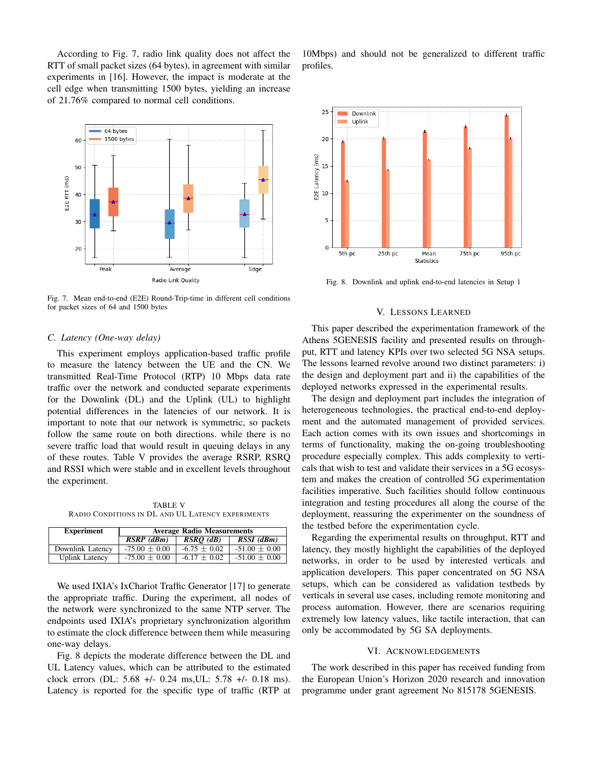According to Fig. 7, radio link quality does not affect the RTT of small packet sizes (64 bytes), in agreement with similar experiments in [16]. However, the impact is moderate at the cell edge when transmitting 1500 bytes, yielding an increase of 21.76% compared to normal cell conditions.

Fig. 7. Mean end-to-end (E2E) Round-Trip-time in different cell conditions for packet sizes of 64 and 1500 bytes

### C. Latency (One-way delay)

This experiment employs application-based traffic profile to measure the latency between the UE and the CN. We transmitted Real-Time Protocol (RTP) 10 Mbps data rate traffic over the network and conducted separate experiments for the Downlink (DL) and the Uplink (UL) to highlight potential differences in the latencies of our network. It is important to note that our network is symmetric, so packets follow the same route on both directions. while there is no severe traffic load that would result in queuing delays in any of these routes. Table V provides the average RSRP, RSRQ and RSSI which were stable and in excellent levels throughout the experiment.

TABLE V
RADIO CONDITIONS IN DL AND UL LATENCY EXPERIMENTS

| Experiment | Average Radio Measurements | | |
|---|---|---|---|
| | *RSRP (dBm)* | *RSRQ (dB)* | *RSSI (dBm)* |
| Downlink Latency | -75.00 $\pm$ 0.00 | -6.75 $\pm$ 0.02 | -51.00 $\pm$ 0.00 |
| Uplink Latency | -75.00 $\pm$ 0.00 | -6.17 $\pm$ 0.02 | -51.00 $\pm$ 0.00 |

We used IXIA's IxChariot Traffic Generator [17] to generate the appropriate traffic. During the experiment, all nodes of the network were synchronized to the same NTP server. The endpoints used IXIA's proprietary synchronization algorithm to estimate the clock difference between them while measuring one-way delays.

Fig. 8 depicts the moderate difference between the DL and UL Latency values, which can be attributed to the estimated clock errors (DL: 5.68 +/- 0.24 ms,UL: 5.78 +/- 0.18 ms). Latency is reported for the specific type of traffic (RTP at 10Mbps) and should not be generalized to different traffic profiles.

Fig. 8. Downlink and uplink end-to-end latencies in Setup 1

## V. LESSONS LEARNED

This paper described the experimentation framework of the Athens 5GENESIS facility and presented results on throughput, RTT and latency KPIs over two selected 5G NSA setups. The lessons learned revolve around two distinct parameters: i) the design and deployment part and ii) the capabilities of the deployed networks expressed in the experimental results.

The design and deployment part includes the integration of heterogeneous technologies, the practical end-to-end deployment and the automated management of provided services. Each action comes with its own issues and shortcomings in terms of functionality, making the on-going troubleshooting procedure especially complex. This adds complexity to verticals that wish to test and validate their services in a 5G ecosystem and makes the creation of controlled 5G experimentation facilities imperative. Such facilities should follow continuous integration and testing procedures all along the course of the deployment, reassuring the experimenter on the soundness of the testbed before the experimentation cycle.

Regarding the experimental results on throughput, RTT and latency, they mostly highlight the capabilities of the deployed networks, in order to be used by interested verticals and application developers. This paper concentrated on 5G NSA setups, which can be considered as validation testbeds by verticals in several use cases, including remote monitoring and process automation. However, there are scenarios requiring extremely low latency values, like tactile interaction, that can only be accommodated by 5G SA deployments.

## VI. ACKNOWLEDGEMENTS

The work described in this paper has received funding from the European Union's Horizon 2020 research and innovation programme under grant agreement No 815178 5GENESIS.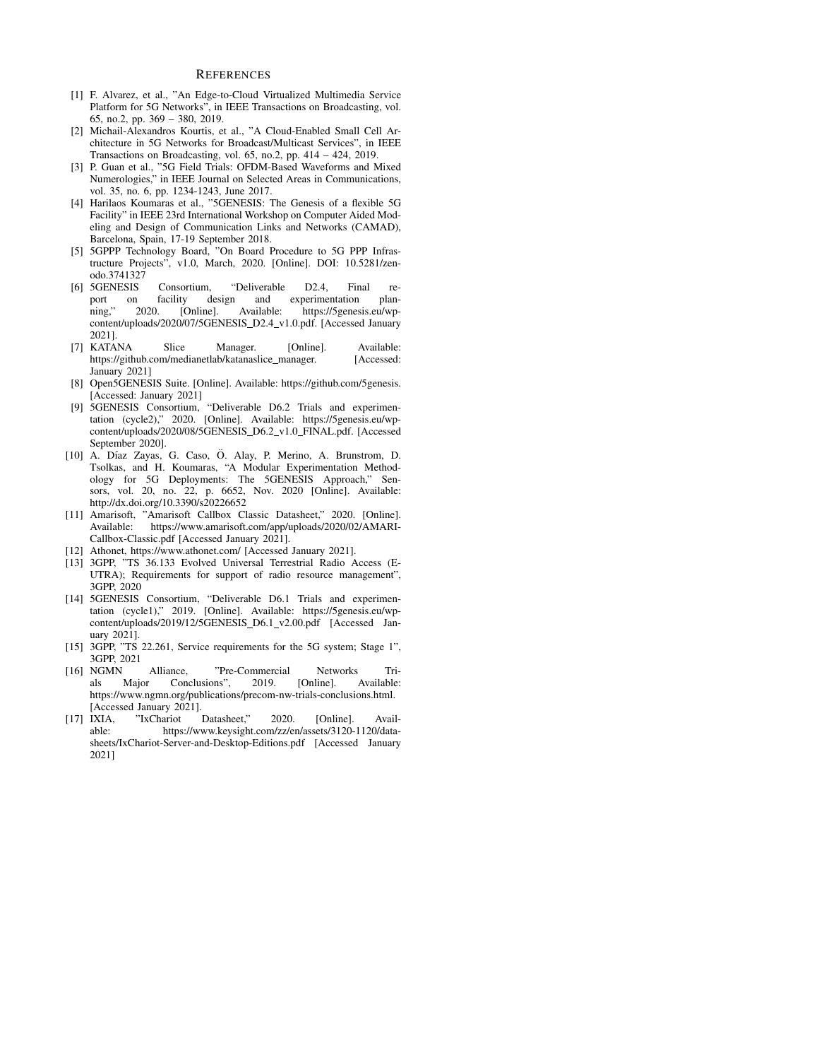## REFERENCES

[1] F. Alvarez, et al., "An Edge-to-Cloud Virtualized Multimedia Service Platform for 5G Networks", in IEEE Transactions on Broadcasting, vol. 65, no.2, pp. 369 – 380, 2019.

[2] Michail-Alexandros Kourtis, et al., "A Cloud-Enabled Small Cell Architecture in 5G Networks for Broadcast/Multicast Services", in IEEE Transactions on Broadcasting, vol. 65, no.2, pp. 414 – 424, 2019.

[3] P. Guan et al., "5G Field Trials: OFDM-Based Waveforms and Mixed Numerologies," in IEEE Journal on Selected Areas in Communications, vol. 35, no. 6, pp. 1234-1243, June 2017.

[4] Harilaos Koumaras et al., "5GENESIS: The Genesis of a flexible 5G Facility" in IEEE 23rd International Workshop on Computer Aided Modeling and Design of Communication Links and Networks (CAMAD), Barcelona, Spain, 17-19 September 2018.

[5] 5GPPP Technology Board, "On Board Procedure to 5G PPP Infrastructure Projects", v1.0, March, 2020. [Online]. DOI: 10.5281/zenodo.3741327

[6] 5GENESIS Consortium, "Deliverable D2.4, Final report on facility design and experimentation planning," 2020. [Online]. Available: https://5genesis.eu/wp-content/uploads/2020/07/5GENESIS_D2.4_v1.0.pdf. [Accessed January 2021].

[7] KATANA Slice Manager. [Online]. Available: https://github.com/medianetlab/katanaslice_manager. [Accessed: January 2021]

[8] Open5GENESIS Suite. [Online]. Available: https://github.com/5genesis. [Accessed: January 2021]

[9] 5GENESIS Consortium, "Deliverable D6.2 Trials and experimentation (cycle2)," 2020. [Online]. Available: https://5genesis.eu/wp-content/uploads/2020/08/5GENESIS_D6.2_v1.0_FINAL.pdf. [Accessed September 2020].

[10] A. Díaz Zayas, G. Caso, Ö. Alay, P. Merino, A. Brunstrom, D. Tsolkas, and H. Koumaras, "A Modular Experimentation Methodology for 5G Deployments: The 5GENESIS Approach," Sensors, vol. 20, no. 22, p. 6652, Nov. 2020 [Online]. Available: http://dx.doi.org/10.3390/s20226652

[11] Amarisoft, "Amarisoft Callbox Classic Datasheet," 2020. [Online]. Available: https://www.amarisoft.com/app/uploads/2020/02/AMARI-Callbox-Classic.pdf [Accessed January 2021].

[12] Athonet, https://www.athonet.com/ [Accessed January 2021].

[13] 3GPP, "TS 36.133 Evolved Universal Terrestrial Radio Access (E-UTRA); Requirements for support of radio resource management", 3GPP, 2020

[14] 5GENESIS Consortium, "Deliverable D6.1 Trials and experimentation (cycle1)," 2019. [Online]. Available: https://5genesis.eu/wp-content/uploads/2019/12/5GENESIS_D6.1_v2.00.pdf [Accessed January 2021].

[15] 3GPP, "TS 22.261, Service requirements for the 5G system; Stage 1", 3GPP, 2021

[16] NGMN Alliance, "Pre-Commercial Networks Trials Major Conclusions", 2019. [Online]. Available: https://www.ngmn.org/publications/precom-nw-trials-conclusions.html. [Accessed January 2021].

[17] IXIA, "IxChariot Datasheet," 2020. [Online]. Available: https://www.keysight.com/zz/en/assets/3120-1120/datasheets/IxChariot-Server-and-Desktop-Editions.pdf [Accessed January 2021]